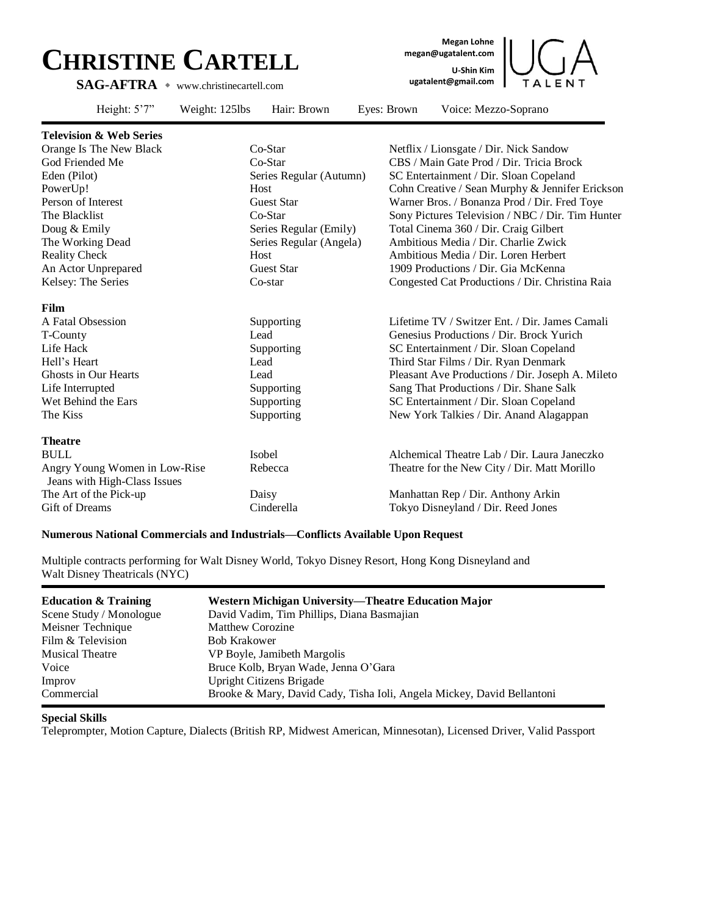# CHRISTINE CARTELL

**SAG-AFTRA** ◆ www.christinecartell.com

**Megan Lohne**
**megan@ugatalent.com**
**U-Shin Kim**
**ugatalent@gmail.com**

UGA TALENT

Height: 5'7" Weight: 125lbs Hair: Brown Eyes: Brown Voice: Mezzo-Soprano

**Television & Web Series**

| | | |
|---|---|---|
| Orange Is The New Black | Co-Star | Netflix / Lionsgate / Dir. Nick Sandow |
| God Friended Me | Co-Star | CBS / Main Gate Prod / Dir. Tricia Brock |
| Eden (Pilot) | Series Regular (Autumn) | SC Entertainment / Dir. Sloan Copeland |
| PowerUp! | Host | Cohn Creative / Sean Murphy & Jennifer Erickson |
| Person of Interest | Guest Star | Warner Bros. / Bonanza Prod / Dir. Fred Toye |
| The Blacklist | Co-Star | Sony Pictures Television / NBC / Dir. Tim Hunter |
| Doug & Emily | Series Regular (Emily) | Total Cinema 360 / Dir. Craig Gilbert |
| The Working Dead | Series Regular (Angela) | Ambitious Media / Dir. Charlie Zwick |
| Reality Check | Host | Ambitious Media / Dir. Loren Herbert |
| An Actor Unprepared | Guest Star | 1909 Productions / Dir. Gia McKenna |
| Kelsey: The Series | Co-star | Congested Cat Productions / Dir. Christina Raia |

**Film**

| | | |
|---|---|---|
| A Fatal Obsession | Supporting | Lifetime TV / Switzer Ent. / Dir. James Camali |
| T-County | Lead | Genesius Productions / Dir. Brock Yurich |
| Life Hack | Supporting | SC Entertainment / Dir. Sloan Copeland |
| Hell's Heart | Lead | Third Star Films / Dir. Ryan Denmark |
| Ghosts in Our Hearts | Lead | Pleasant Ave Productions / Dir. Joseph A. Mileto |
| Life Interrupted | Supporting | Sang That Productions / Dir. Shane Salk |
| Wet Behind the Ears | Supporting | SC Entertainment / Dir. Sloan Copeland |
| The Kiss | Supporting | New York Talkies / Dir. Anand Alagappan |

**Theatre**

| | | |
|---|---|---|
| BULL | Isobel | Alchemical Theatre Lab / Dir. Laura Janeczko |
| Angry Young Women in Low-Rise Jeans with High-Class Issues | Rebecca | Theatre for the New City / Dir. Matt Morillo |
| The Art of the Pick-up | Daisy | Manhattan Rep / Dir. Anthony Arkin |
| Gift of Dreams | Cinderella | Tokyo Disneyland / Dir. Reed Jones |

**Numerous National Commercials and Industrials—Conflicts Available Upon Request**

Multiple contracts performing for Walt Disney World, Tokyo Disney Resort, Hong Kong Disneyland and Walt Disney Theatricals (NYC)

| **Education & Training** | **Western Michigan University—Theatre Education Major** |
|---|---|
| Scene Study / Monologue | David Vadim, Tim Phillips, Diana Basmajian |
| Meisner Technique | Matthew Corozine |
| Film & Television | Bob Krakower |
| Musical Theatre | VP Boyle, Jamibeth Margolis |
| Voice | Bruce Kolb, Bryan Wade, Jenna O'Gara |
| Improv | Upright Citizens Brigade |
| Commercial | Brooke & Mary, David Cady, Tisha Ioli, Angela Mickey, David Bellantoni |

**Special Skills**

Teleprompter, Motion Capture, Dialects (British RP, Midwest American, Minnesotan), Licensed Driver, Valid Passport